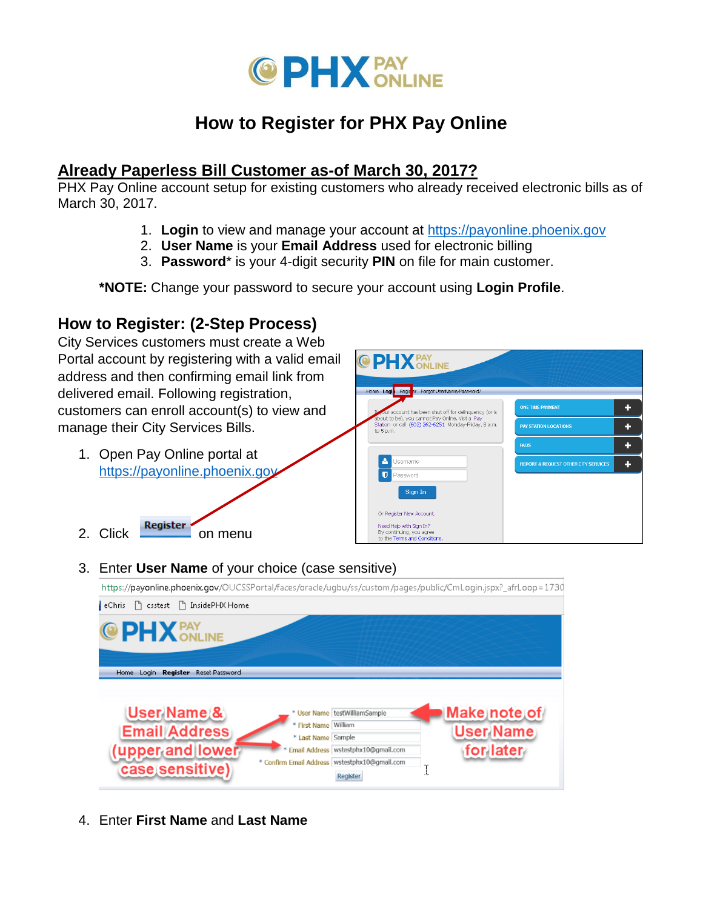# How to Register for PHX Pay Online

## Already Paperless Bill Customer as-of March 30, 2017?

PHX Pay Online account setup for existing customers who already received electronic bills as of March 30, 2017.

1. **Login** to view and manage your account at https://payonline.phoenix.gov
2. **User Name** is your **Email Address** used for electronic billing
3. **Password*** is your 4-digit security **PIN** on file for main customer.

***NOTE:** Change your password to secure your account using **Login Profile**.

## How to Register: (2-Step Process)

City Services customers must create a Web Portal account by registering with a valid email address and then confirming email link from delivered email. Following registration, customers can enroll account(s) to view and manage their City Services Bills.

1. Open Pay Online portal at https://payonline.phoenix.gov
2. Click **Register** on menu
3. Enter **User Name** of your choice (case sensitive)
4. Enter **First Name** and **Last Name**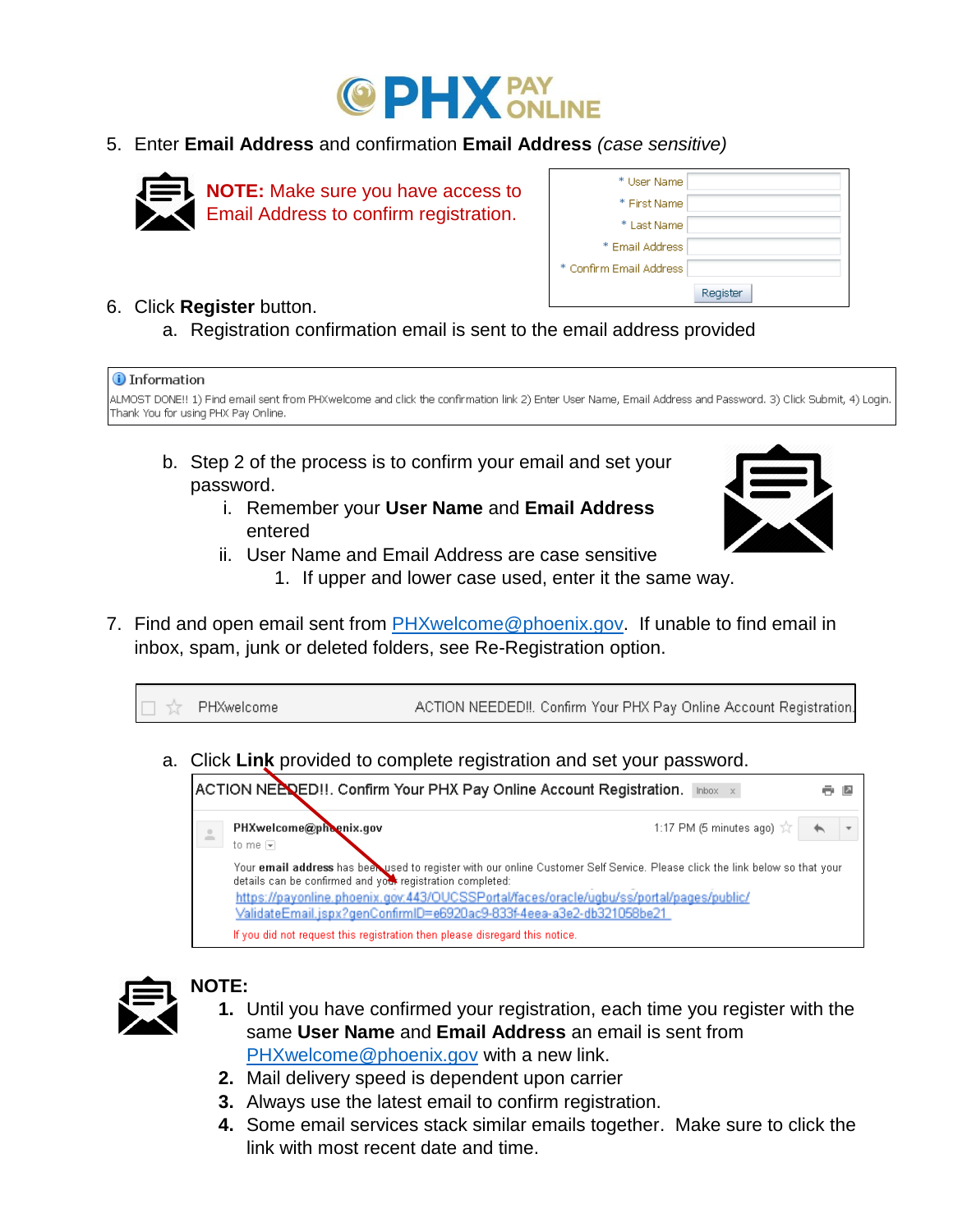5. Enter **Email Address** and confirmation **Email Address** *(case sensitive)*

**NOTE:** Make sure you have access to Email Address to confirm registration.

\* User Name
\* First Name
\* Last Name
\* Email Address
\* Confirm Email Address
Register

6. Click **Register** button.
   a. Registration confirmation email is sent to the email address provided

Information
ALMOST DONE!! 1) Find email sent from PHXwelcome and click the confirmation link 2) Enter User Name, Email Address and Password. 3) Click Submit, 4) Login. Thank You for using PHX Pay Online.

   b. Step 2 of the process is to confirm your email and set your password.
      i. Remember your **User Name** and **Email Address** entered
      ii. User Name and Email Address are case sensitive
         1. If upper and lower case used, enter it the same way.

7. Find and open email sent from PHXwelcome@phoenix.gov. If unable to find email in inbox, spam, junk or deleted folders, see Re-Registration option.

PHXwelcome — ACTION NEEDED!!. Confirm Your PHX Pay Online Account Registration.

   a. Click **Link** provided to complete registration and set your password.

ACTION NEEDED!!. Confirm Your PHX Pay Online Account Registration. Inbox x

PHXwelcome@phoenix.gov
to me
1:17 PM (5 minutes ago)

Your **email address** has been used to register with our online Customer Self Service. Please click the link below so that your details can be confirmed and your registration completed:
https://payonline.phoenix.gov:443/OUCSSPortal/faces/oracle/ugbu/ss/portal/pages/public/ValidateEmail.jspx?genConfirmID=e6920ac9-833f-4eea-a3e2-db321058be21

If you did not request this registration then please disregard this notice.

**NOTE:**

1. Until you have confirmed your registration, each time you register with the same **User Name** and **Email Address** an email is sent from PHXwelcome@phoenix.gov with a new link.
2. Mail delivery speed is dependent upon carrier
3. Always use the latest email to confirm registration.
4. Some email services stack similar emails together. Make sure to click the link with most recent date and time.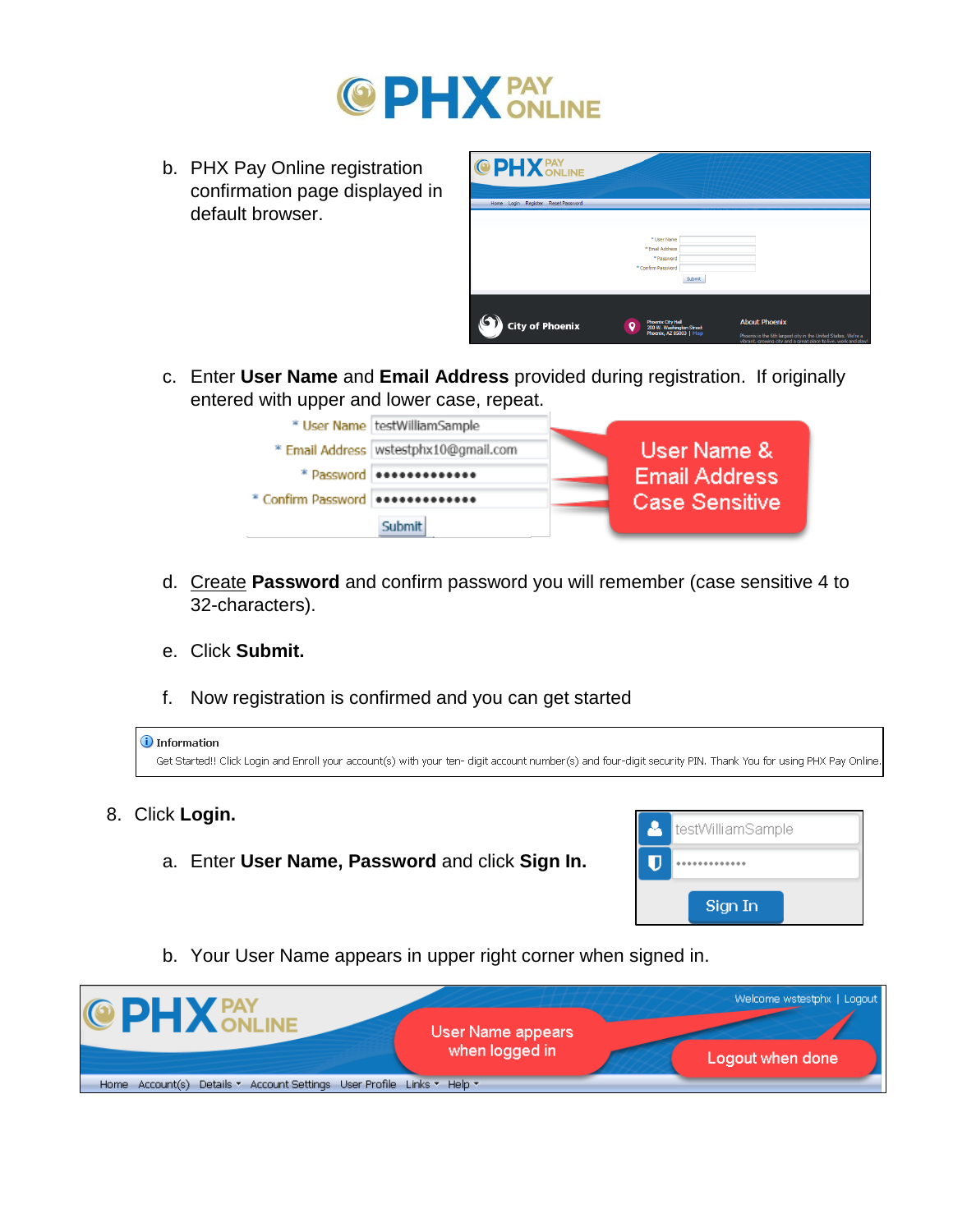b. PHX Pay Online registration confirmation page displayed in default browser.

c. Enter **User Name** and **Email Address** provided during registration. If originally entered with upper and lower case, repeat.

d. Create **Password** and confirm password you will remember (case sensitive 4 to 32-characters).

e. Click **Submit.**

f. Now registration is confirmed and you can get started

8. Click **Login.**

   a. Enter **User Name, Password** and click **Sign In.**

   b. Your User Name appears in upper right corner when signed in.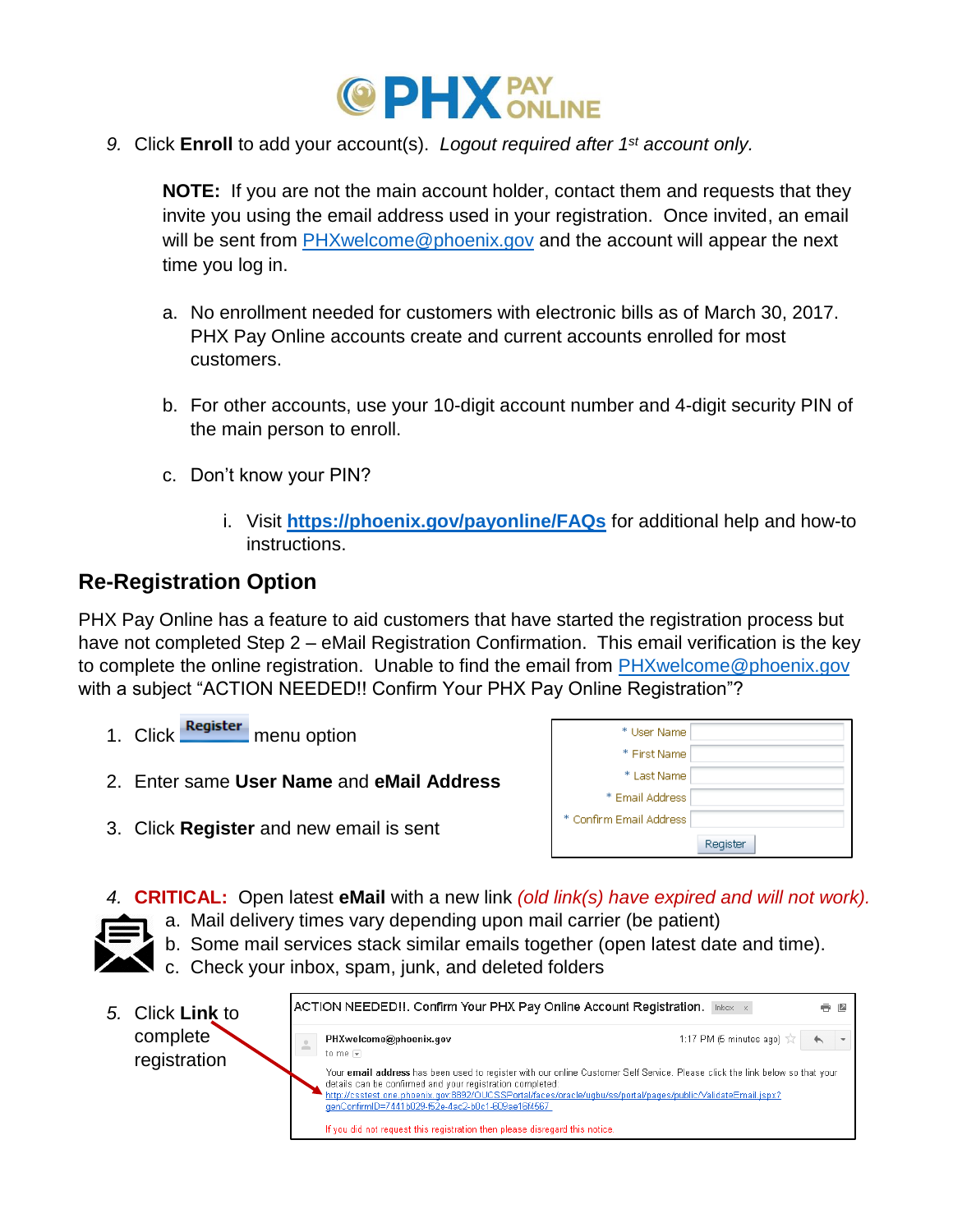9. Click **Enroll** to add your account(s). *Logout required after 1st account only.*

   **NOTE:** If you are not the main account holder, contact them and requests that they invite you using the email address used in your registration. Once invited, an email will be sent from PHXwelcome@phoenix.gov and the account will appear the next time you log in.

   a. No enrollment needed for customers with electronic bills as of March 30, 2017. PHX Pay Online accounts create and current accounts enrolled for most customers.

   b. For other accounts, use your 10-digit account number and 4-digit security PIN of the main person to enroll.

   c. Don't know your PIN?

      i. Visit **https://phoenix.gov/payonline/FAQs** for additional help and how-to instructions.

## Re-Registration Option

PHX Pay Online has a feature to aid customers that have started the registration process but have not completed Step 2 – eMail Registration Confirmation. This email verification is the key to complete the online registration. Unable to find the email from PHXwelcome@phoenix.gov with a subject "ACTION NEEDED!! Confirm Your PHX Pay Online Registration"?

1. Click **Register** menu option
2. Enter same **User Name** and **eMail Address**
3. Click **Register** and new email is sent

\* User Name
\* First Name
\* Last Name
\* Email Address
\* Confirm Email Address
Register

4. **CRITICAL:** Open latest **eMail** with a new link *(old link(s) have expired and will not work).*
   a. Mail delivery times vary depending upon mail carrier (be patient)
   b. Some mail services stack similar emails together (open latest date and time).
   c. Check your inbox, spam, junk, and deleted folders

5. Click **Link** to complete registration

ACTION NEEDED!! Confirm Your PHX Pay Online Account Registration. Inbox

PHXwelcome@phoenix.gov 1:17 PM (6 minutes ago)
to me

Your **email address** has been used to register with our online Customer Self Service. Please click the link below so that your details can be confirmed and your registration completed.
http://csstest.one.phoenix.gov:8892/OUCSSPortal/faces/oracle/ugbu/ss/portal/pages/public/ValidateEmail.jspx?genConfirmID=7441b029-f52e-4ac2-b0c1-609ae16f4567

If you did not request this registration then please disregard this notice.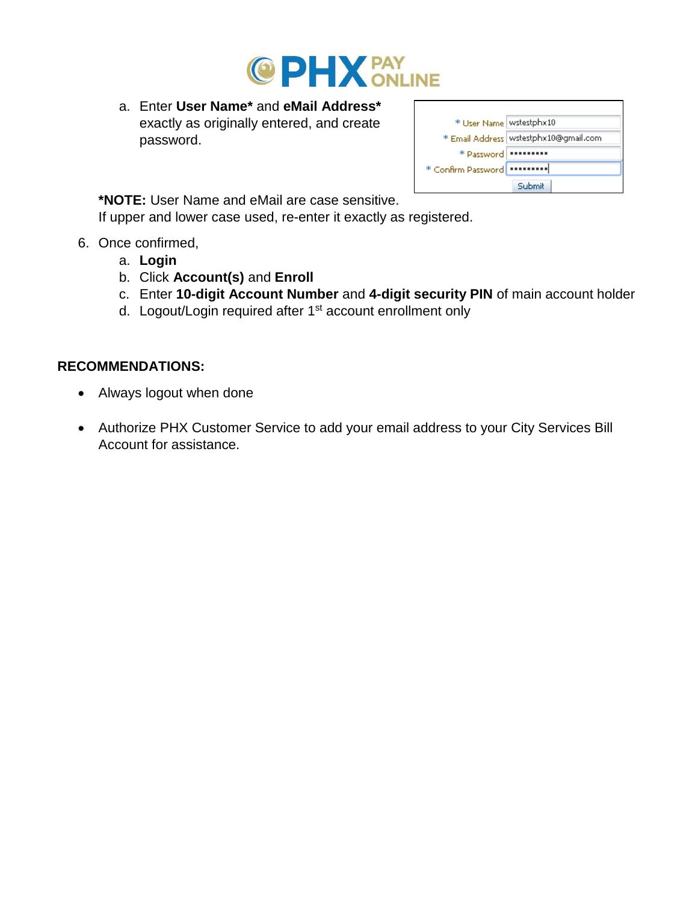a. Enter **User Name*** and **eMail Address*** exactly as originally entered, and create password.

| | |
|---|---|
| * User Name | wstestphx10 |
| * Email Address | wstestphx10@gmail.com |
| * Password | ••••••••• |
| * Confirm Password | ••••••••• |
| | Submit |

***NOTE:** User Name and eMail are case sensitive.
If upper and lower case used, re-enter it exactly as registered.

6. Once confirmed,
    a. **Login**
    b. Click **Account(s)** and **Enroll**
    c. Enter **10-digit Account Number** and **4-digit security PIN** of main account holder
    d. Logout/Login required after 1st account enrollment only

**RECOMMENDATIONS:**

- Always logout when done

- Authorize PHX Customer Service to add your email address to your City Services Bill Account for assistance.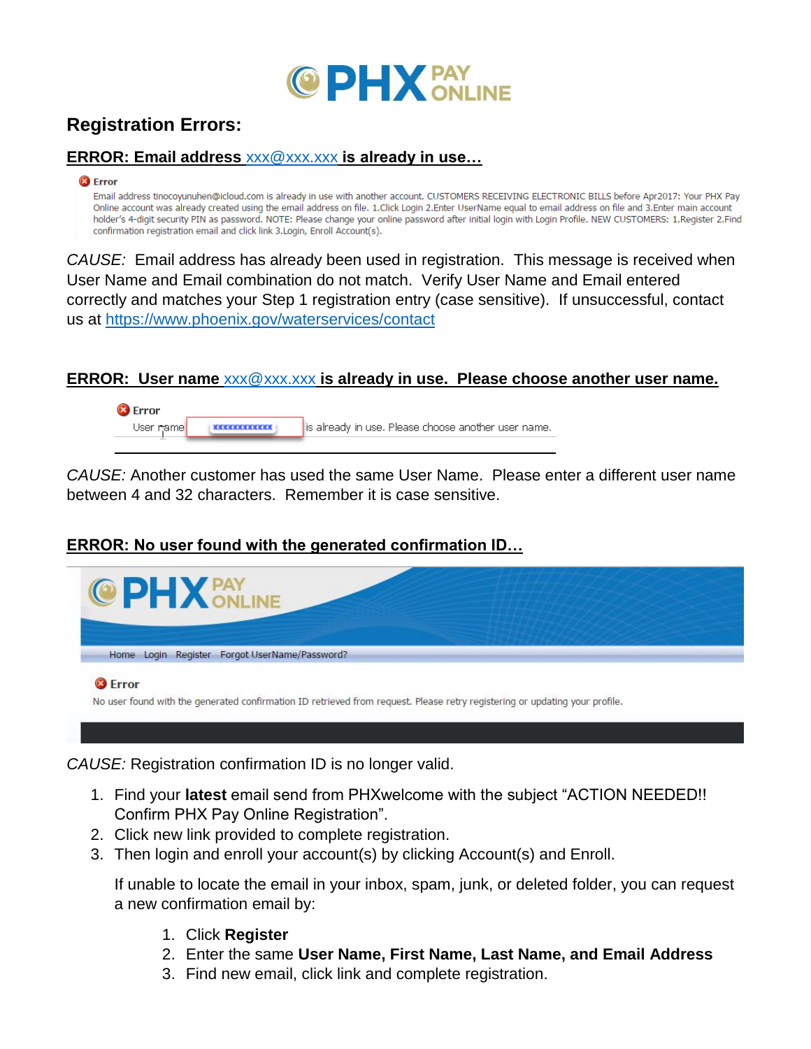## Registration Errors:

### ERROR: Email address xxx@xxx.xxx is already in use…

**Error**

Email address tinocoyunuhen@icloud.com is already in use with another account. CUSTOMERS RECEIVING ELECTRONIC BILLS before Apr2017: Your PHX Pay Online account was already created using the email address on file. 1.Click Login 2.Enter UserName equal to email address on file and 3.Enter main account holder's 4-digit security PIN as password. NOTE: Please change your online password after initial login with Login Profile. NEW CUSTOMERS: 1.Register 2.Find confirmation registration email and click link 3.Login, Enroll Account(s).

*CAUSE:* Email address has already been used in registration. This message is received when User Name and Email combination do not match. Verify User Name and Email entered correctly and matches your Step 1 registration entry (case sensitive). If unsuccessful, contact us at https://www.phoenix.gov/waterservices/contact

### ERROR: User name xxx@xxx.xxx is already in use. Please choose another user name.

**Error**

User name xxxxxxxxxxxx is already in use. Please choose another user name.

*CAUSE:* Another customer has used the same User Name. Please enter a different user name between 4 and 32 characters. Remember it is case sensitive.

### ERROR: No user found with the generated confirmation ID…

Home Login Register Forgot UserName/Password?

**Error**

No user found with the generated confirmation ID retrieved from request. Please retry registering or updating your profile.

*CAUSE:* Registration confirmation ID is no longer valid.

1. Find your **latest** email send from PHXwelcome with the subject "ACTION NEEDED!! Confirm PHX Pay Online Registration".
2. Click new link provided to complete registration.
3. Then login and enroll your account(s) by clicking Account(s) and Enroll.

   If unable to locate the email in your inbox, spam, junk, or deleted folder, you can request a new confirmation email by:

   1. Click **Register**
   2. Enter the same **User Name, First Name, Last Name, and Email Address**
   3. Find new email, click link and complete registration.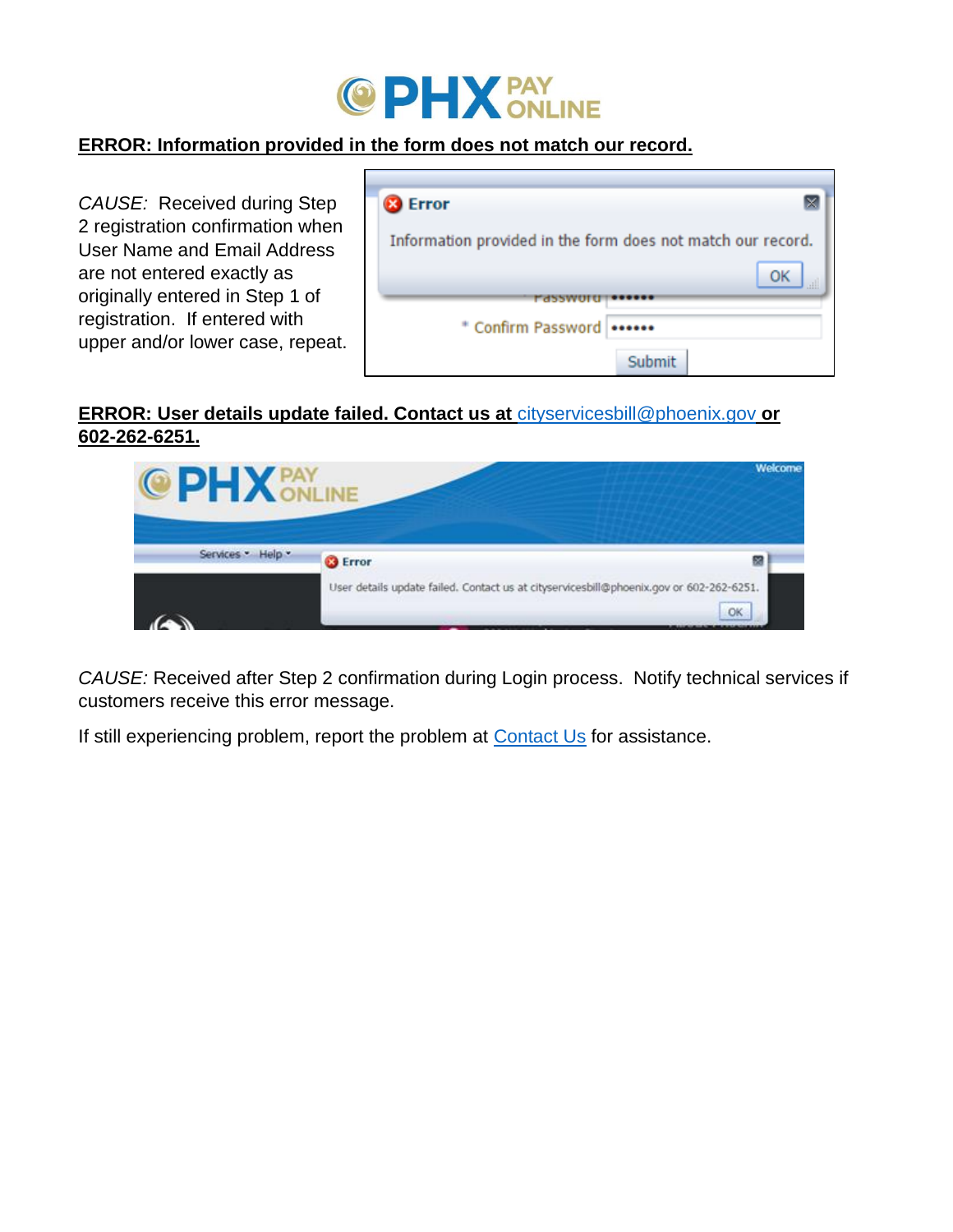**ERROR: Information provided in the form does not match our record.**

*CAUSE:* Received during Step 2 registration confirmation when User Name and Email Address are not entered exactly as originally entered in Step 1 of registration. If entered with upper and/or lower case, repeat.

**ERROR: User details update failed. Contact us at cityservicesbill@phoenix.gov or 602-262-6251.**

*CAUSE:* Received after Step 2 confirmation during Login process. Notify technical services if customers receive this error message.

If still experiencing problem, report the problem at Contact Us for assistance.